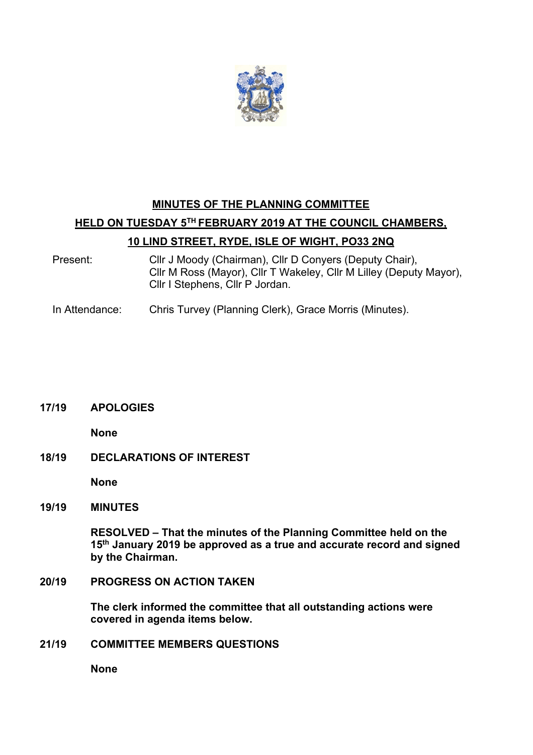# MINUTES OF THE PLANNING COMMITTEE

## HELD ON TUESDAY 5TH FEBRUARY 2019 AT THE COUNCIL CHAMBERS, 10 LIND STREET, RYDE, ISLE OF WIGHT, PO33 2NQ

Present: Cllr J Moody (Chairman), Cllr D Conyers (Deputy Chair), Cllr M Ross (Mayor), Cllr T Wakeley, Cllr M Lilley (Deputy Mayor), Cllr I Stephens, Cllr P Jordan.

In Attendance: Chris Turvey (Planning Clerk), Grace Morris (Minutes).

**17/19 APOLOGIES**

**None**

**18/19 DECLARATIONS OF INTEREST**

**None**

**19/19 MINUTES**

**RESOLVED – That the minutes of the Planning Committee held on the 15th January 2019 be approved as a true and accurate record and signed by the Chairman.**

**20/19 PROGRESS ON ACTION TAKEN**

**The clerk informed the committee that all outstanding actions were covered in agenda items below.**

**21/19 COMMITTEE MEMBERS QUESTIONS**

**None**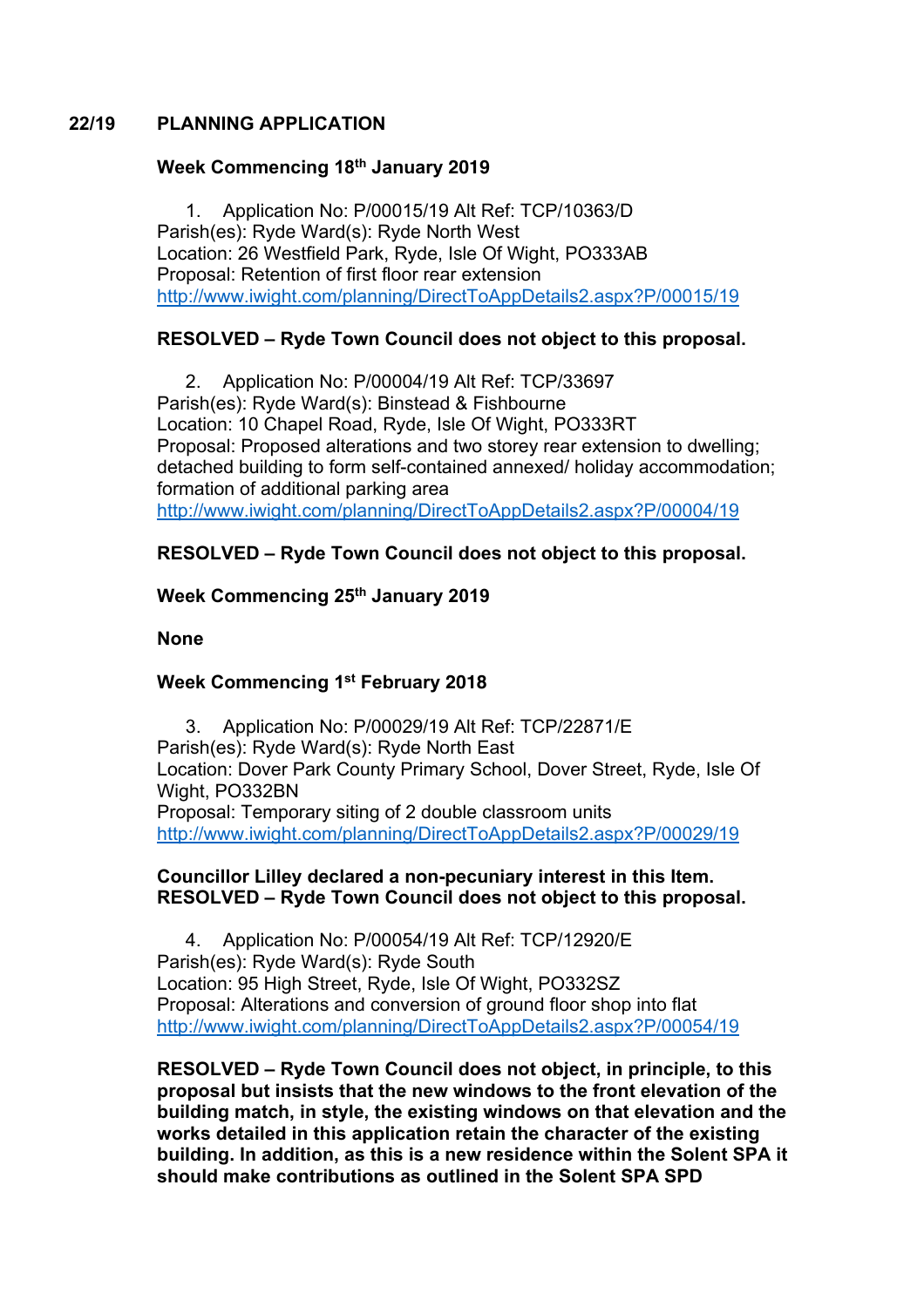## 22/19 PLANNING APPLICATION

**Week Commencing 18th January 2019**

1. Application No: P/00015/19 Alt Ref: TCP/10363/D
Parish(es): Ryde Ward(s): Ryde North West
Location: 26 Westfield Park, Ryde, Isle Of Wight, PO333AB
Proposal: Retention of first floor rear extension
http://www.iwight.com/planning/DirectToAppDetails2.aspx?P/00015/19

**RESOLVED – Ryde Town Council does not object to this proposal.**

2. Application No: P/00004/19 Alt Ref: TCP/33697
Parish(es): Ryde Ward(s): Binstead & Fishbourne
Location: 10 Chapel Road, Ryde, Isle Of Wight, PO333RT
Proposal: Proposed alterations and two storey rear extension to dwelling; detached building to form self-contained annexed/ holiday accommodation; formation of additional parking area
http://www.iwight.com/planning/DirectToAppDetails2.aspx?P/00004/19

**RESOLVED – Ryde Town Council does not object to this proposal.**

**Week Commencing 25th January 2019**

**None**

**Week Commencing 1st February 2018**

3. Application No: P/00029/19 Alt Ref: TCP/22871/E
Parish(es): Ryde Ward(s): Ryde North East
Location: Dover Park County Primary School, Dover Street, Ryde, Isle Of Wight, PO332BN
Proposal: Temporary siting of 2 double classroom units
http://www.iwight.com/planning/DirectToAppDetails2.aspx?P/00029/19

**Councillor Lilley declared a non-pecuniary interest in this Item.**
**RESOLVED – Ryde Town Council does not object to this proposal.**

4. Application No: P/00054/19 Alt Ref: TCP/12920/E
Parish(es): Ryde Ward(s): Ryde South
Location: 95 High Street, Ryde, Isle Of Wight, PO332SZ
Proposal: Alterations and conversion of ground floor shop into flat
http://www.iwight.com/planning/DirectToAppDetails2.aspx?P/00054/19

**RESOLVED – Ryde Town Council does not object, in principle, to this proposal but insists that the new windows to the front elevation of the building match, in style, the existing windows on that elevation and the works detailed in this application retain the character of the existing building. In addition, as this is a new residence within the Solent SPA it should make contributions as outlined in the Solent SPA SPD**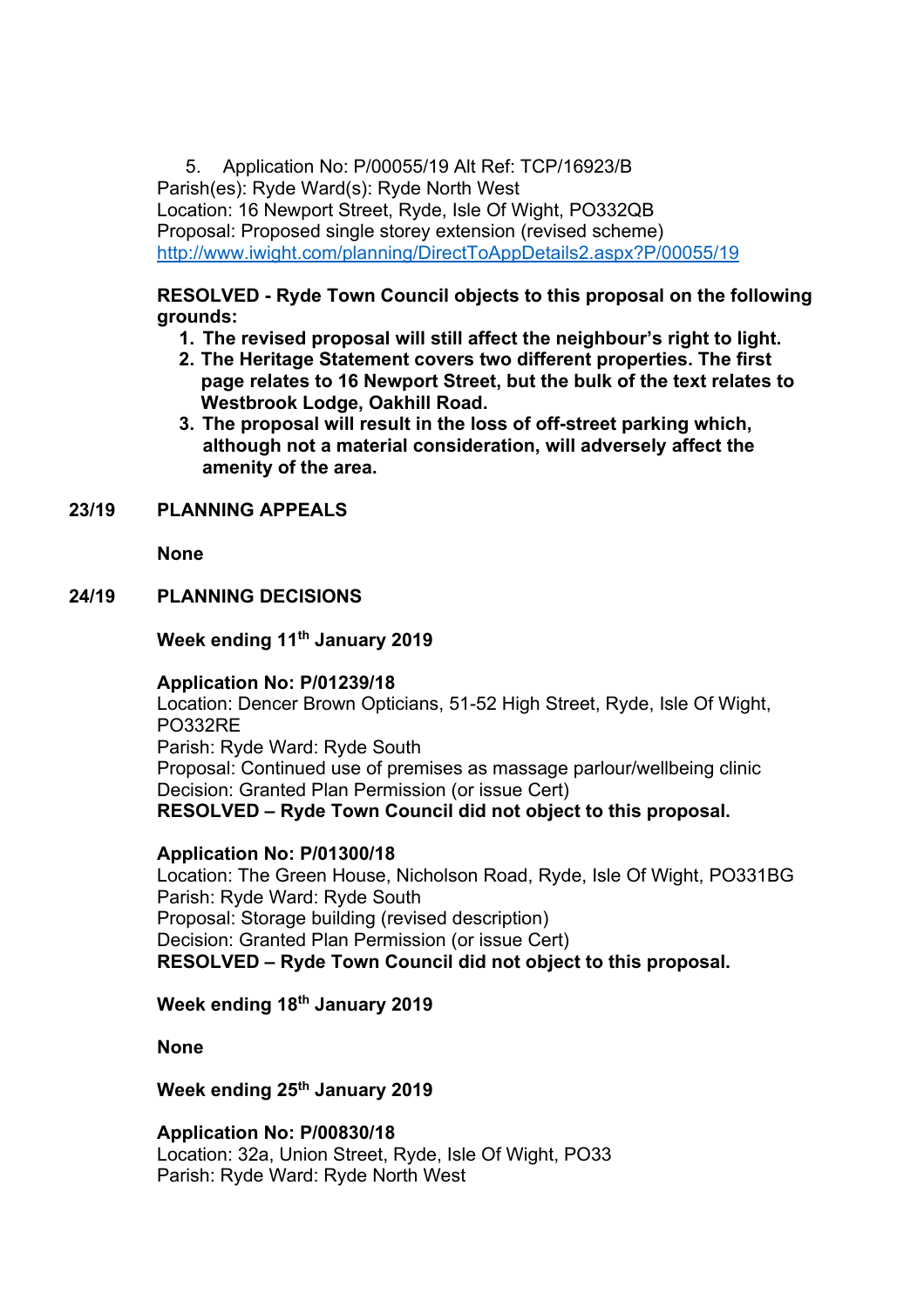5. Application No: P/00055/19 Alt Ref: TCP/16923/B
Parish(es): Ryde Ward(s): Ryde North West
Location: 16 Newport Street, Ryde, Isle Of Wight, PO332QB
Proposal: Proposed single storey extension (revised scheme)
[http://www.iwight.com/planning/DirectToAppDetails2.aspx?P/00055/19](http://www.iwight.com/planning/DirectToAppDetails2.aspx?P/00055/19)

**RESOLVED - Ryde Town Council objects to this proposal on the following grounds:**

1. **The revised proposal will still affect the neighbour's right to light.**
2. **The Heritage Statement covers two different properties. The first page relates to 16 Newport Street, but the bulk of the text relates to Westbrook Lodge, Oakhill Road.**
3. **The proposal will result in the loss of off-street parking which, although not a material consideration, will adversely affect the amenity of the area.**

**23/19 PLANNING APPEALS**

**None**

**24/19 PLANNING DECISIONS**

**Week ending 11th January 2019**

**Application No: P/01239/18**
Location: Dencer Brown Opticians, 51-52 High Street, Ryde, Isle Of Wight, PO332RE
Parish: Ryde Ward: Ryde South
Proposal: Continued use of premises as massage parlour/wellbeing clinic
Decision: Granted Plan Permission (or issue Cert)
**RESOLVED – Ryde Town Council did not object to this proposal.**

**Application No: P/01300/18**
Location: The Green House, Nicholson Road, Ryde, Isle Of Wight, PO331BG
Parish: Ryde Ward: Ryde South
Proposal: Storage building (revised description)
Decision: Granted Plan Permission (or issue Cert)
**RESOLVED – Ryde Town Council did not object to this proposal.**

**Week ending 18th January 2019**

**None**

**Week ending 25th January 2019**

**Application No: P/00830/18**
Location: 32a, Union Street, Ryde, Isle Of Wight, PO33
Parish: Ryde Ward: Ryde North West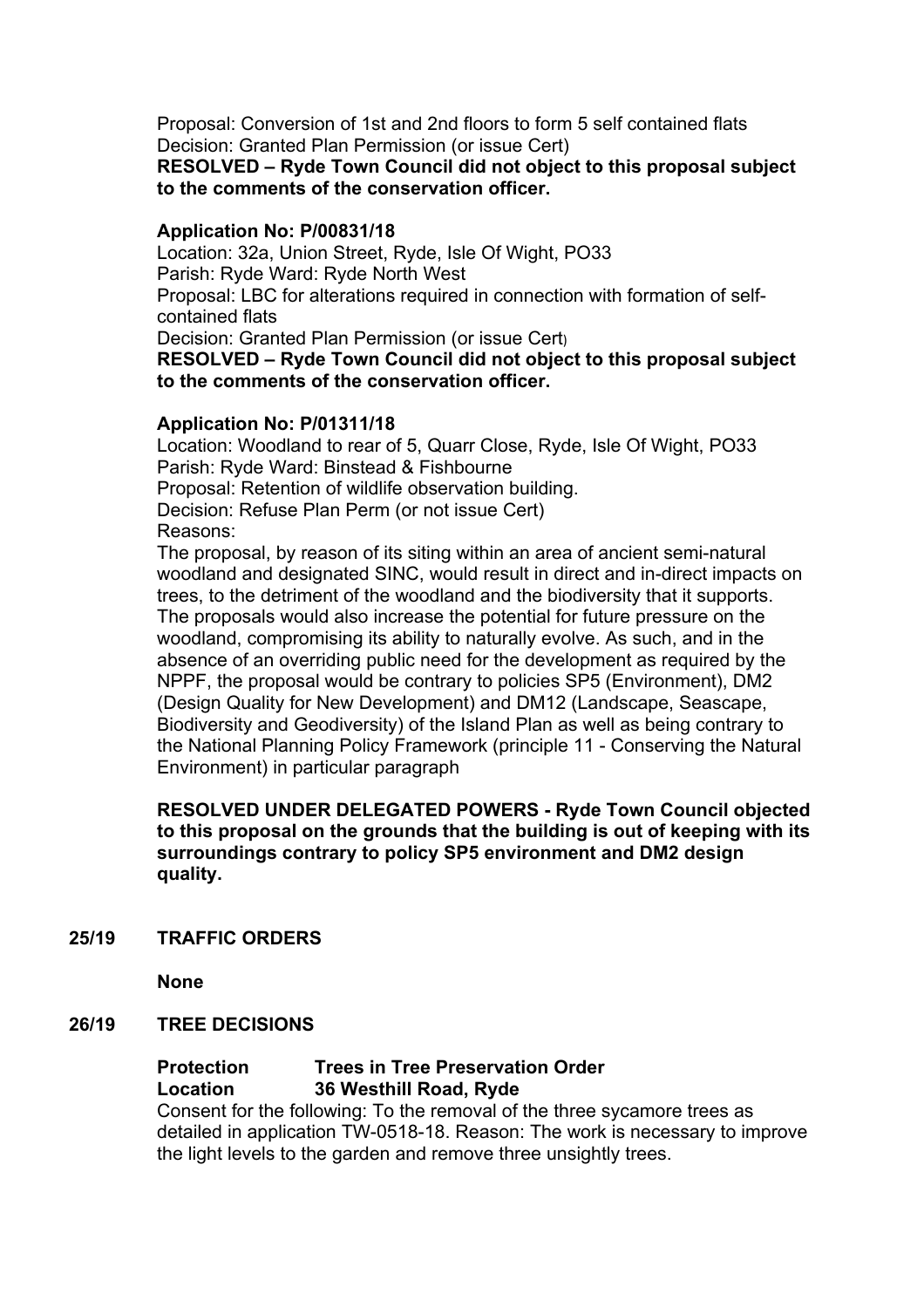Proposal: Conversion of 1st and 2nd floors to form 5 self contained flats
Decision: Granted Plan Permission (or issue Cert)
**RESOLVED – Ryde Town Council did not object to this proposal subject to the comments of the conservation officer.**

**Application No: P/00831/18**
Location: 32a, Union Street, Ryde, Isle Of Wight, PO33
Parish: Ryde Ward: Ryde North West
Proposal: LBC for alterations required in connection with formation of self-contained flats
Decision: Granted Plan Permission (or issue Cert)
**RESOLVED – Ryde Town Council did not object to this proposal subject to the comments of the conservation officer.**

**Application No: P/01311/18**
Location: Woodland to rear of 5, Quarr Close, Ryde, Isle Of Wight, PO33
Parish: Ryde Ward: Binstead & Fishbourne
Proposal: Retention of wildlife observation building.
Decision: Refuse Plan Perm (or not issue Cert)
Reasons:
The proposal, by reason of its siting within an area of ancient semi-natural woodland and designated SINC, would result in direct and in-direct impacts on trees, to the detriment of the woodland and the biodiversity that it supports. The proposals would also increase the potential for future pressure on the woodland, compromising its ability to naturally evolve. As such, and in the absence of an overriding public need for the development as required by the NPPF, the proposal would be contrary to policies SP5 (Environment), DM2 (Design Quality for New Development) and DM12 (Landscape, Seascape, Biodiversity and Geodiversity) of the Island Plan as well as being contrary to the National Planning Policy Framework (principle 11 - Conserving the Natural Environment) in particular paragraph

**RESOLVED UNDER DELEGATED POWERS - Ryde Town Council objected to this proposal on the grounds that the building is out of keeping with its surroundings contrary to policy SP5 environment and DM2 design quality.**

## 25/19 TRAFFIC ORDERS

**None**

## 26/19 TREE DECISIONS

**Protection** **Trees in Tree Preservation Order**
**Location** **36 Westhill Road, Ryde**
Consent for the following: To the removal of the three sycamore trees as detailed in application TW-0518-18. Reason: The work is necessary to improve the light levels to the garden and remove three unsightly trees.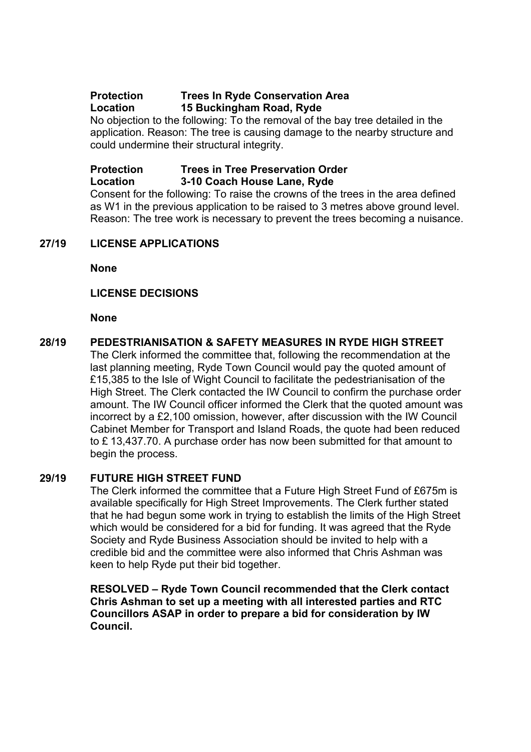**Protection** **Trees In Ryde Conservation Area**
**Location** **15 Buckingham Road, Ryde**

No objection to the following: To the removal of the bay tree detailed in the application. Reason: The tree is causing damage to the nearby structure and could undermine their structural integrity.

**Protection** **Trees in Tree Preservation Order**
**Location** **3-10 Coach House Lane, Ryde**

Consent for the following: To raise the crowns of the trees in the area defined as W1 in the previous application to be raised to 3 metres above ground level. Reason: The tree work is necessary to prevent the trees becoming a nuisance.

## 27/19 LICENSE APPLICATIONS

**None**

**LICENSE DECISIONS**

**None**

## 28/19 PEDESTRIANISATION & SAFETY MEASURES IN RYDE HIGH STREET

The Clerk informed the committee that, following the recommendation at the last planning meeting, Ryde Town Council would pay the quoted amount of £15,385 to the Isle of Wight Council to facilitate the pedestrianisation of the High Street. The Clerk contacted the IW Council to confirm the purchase order amount. The IW Council officer informed the Clerk that the quoted amount was incorrect by a £2,100 omission, however, after discussion with the IW Council Cabinet Member for Transport and Island Roads, the quote had been reduced to £ 13,437.70. A purchase order has now been submitted for that amount to begin the process.

## 29/19 FUTURE HIGH STREET FUND

The Clerk informed the committee that a Future High Street Fund of £675m is available specifically for High Street Improvements. The Clerk further stated that he had begun some work in trying to establish the limits of the High Street which would be considered for a bid for funding. It was agreed that the Ryde Society and Ryde Business Association should be invited to help with a credible bid and the committee were also informed that Chris Ashman was keen to help Ryde put their bid together.

**RESOLVED – Ryde Town Council recommended that the Clerk contact Chris Ashman to set up a meeting with all interested parties and RTC Councillors ASAP in order to prepare a bid for consideration by IW Council.**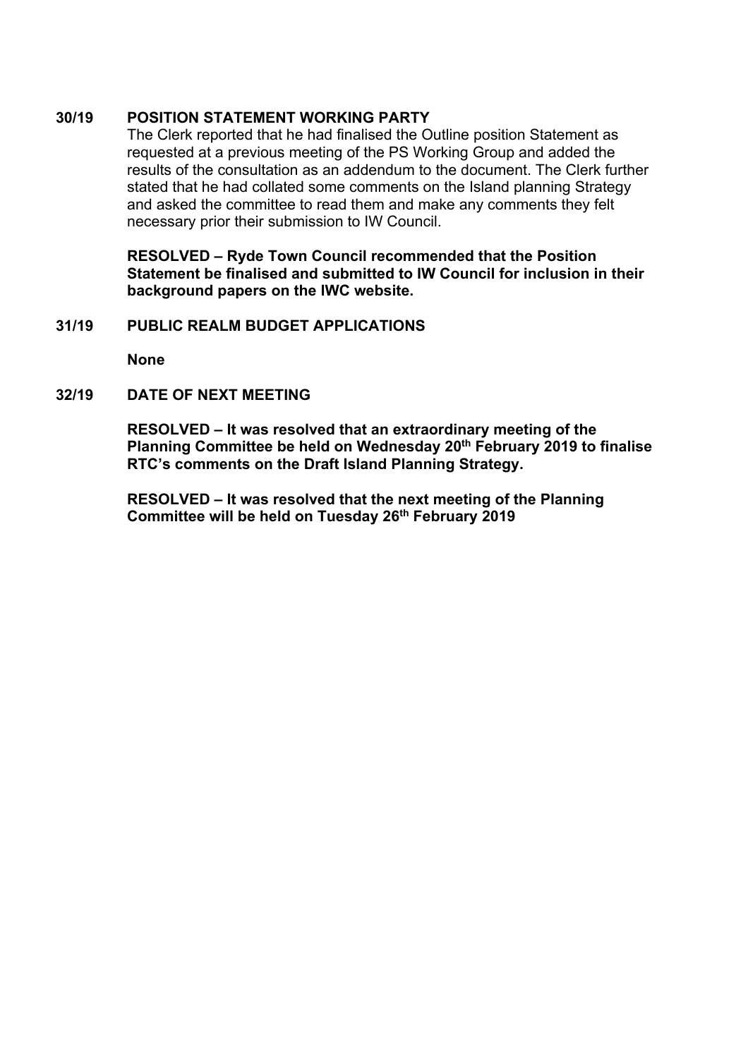**30/19 POSITION STATEMENT WORKING PARTY**

The Clerk reported that he had finalised the Outline position Statement as requested at a previous meeting of the PS Working Group and added the results of the consultation as an addendum to the document. The Clerk further stated that he had collated some comments on the Island planning Strategy and asked the committee to read them and make any comments they felt necessary prior their submission to IW Council.

**RESOLVED – Ryde Town Council recommended that the Position Statement be finalised and submitted to IW Council for inclusion in their background papers on the IWC website.**

**31/19 PUBLIC REALM BUDGET APPLICATIONS**

**None**

**32/19 DATE OF NEXT MEETING**

**RESOLVED – It was resolved that an extraordinary meeting of the Planning Committee be held on Wednesday 20th February 2019 to finalise RTC's comments on the Draft Island Planning Strategy.**

**RESOLVED – It was resolved that the next meeting of the Planning Committee will be held on Tuesday 26th February 2019**